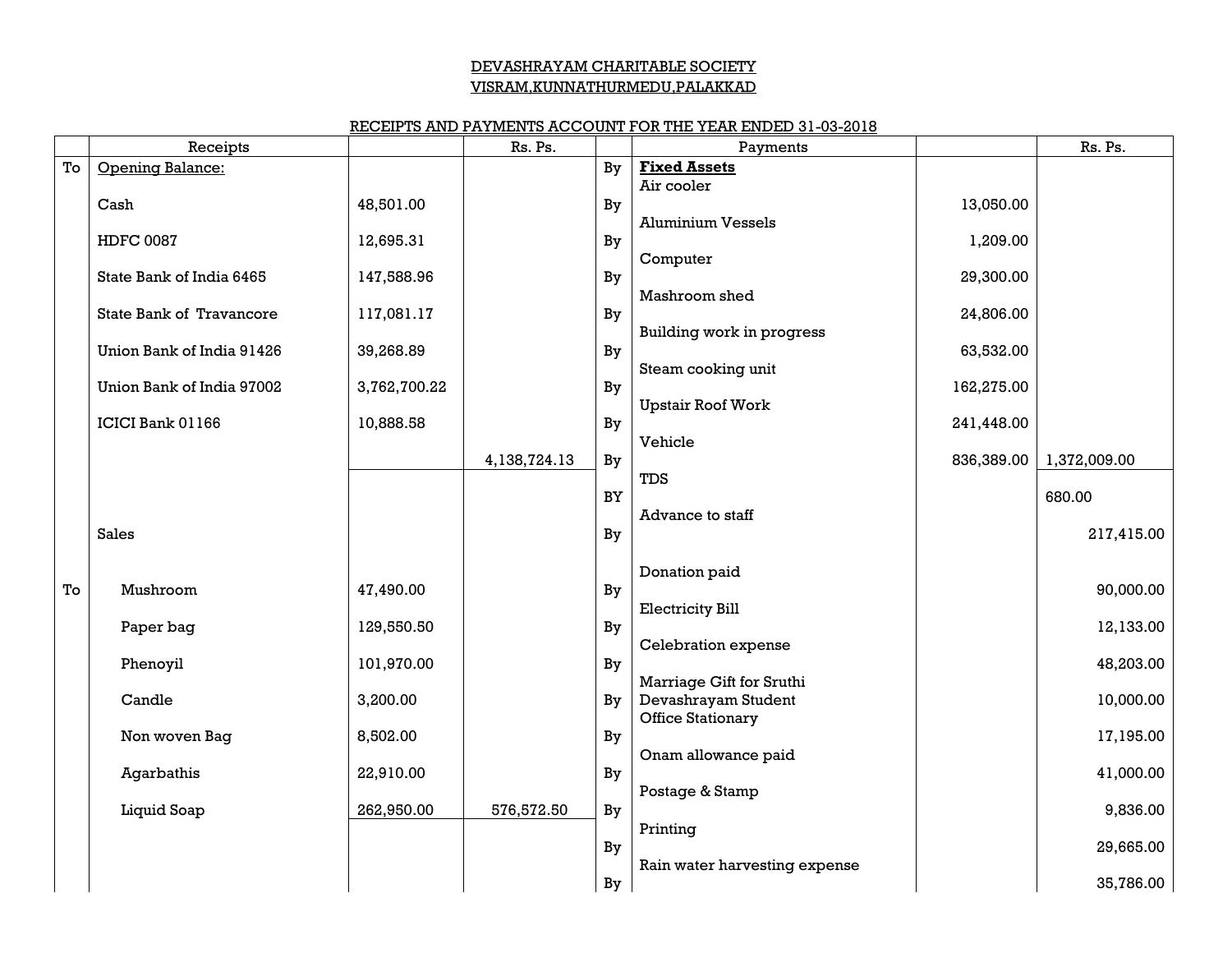# DEVASHRAYAM CHARITABLE SOCIETY
## VISRAM,KUNNATHURMEDU,PALAKKAD

### RECEIPTS AND PAYMENTS ACCOUNT FOR THE YEAR ENDED 31-03-2018

| | Receipts | | Rs. Ps. | | Payments | | Rs. Ps. |
|---|---|---|---|---|---|---|---|
| To | Opening Balance: | | | By | **Fixed Assets** | | |
| | Cash | 48,501.00 | | By | Air cooler | 13,050.00 | |
| | HDFC 0087 | 12,695.31 | | By | Aluminium Vessels | 1,209.00 | |
| | State Bank of India 6465 | 147,588.96 | | By | Computer | 29,300.00 | |
| | State Bank of Travancore | 117,081.17 | | By | Mashroom shed | 24,806.00 | |
| | Union Bank of India 91426 | 39,268.89 | | By | Building work in progress | 63,532.00 | |
| | Union Bank of India 97002 | 3,762,700.22 | | By | Steam cooking unit | 162,275.00 | |
| | ICICI Bank 01166 | 10,888.58 | | By | Upstair Roof Work | 241,448.00 | |
| | | | 4,138,724.13 | By | Vehicle | 836,389.00 | 1,372,009.00 |
| | | | | BY | TDS | | 680.00 |
| | Sales | | | By | Advance to staff | | 217,415.00 |
| To | Mushroom | 47,490.00 | | By | Donation paid | | 90,000.00 |
| | Paper bag | 129,550.50 | | By | Electricity Bill | | 12,133.00 |
| | Phenoyil | 101,970.00 | | By | Celebration expense | | 48,203.00 |
| | Candle | 3,200.00 | | By | Marriage Gift for Sruthi Devashrayam Student | | 10,000.00 |
| | Non woven Bag | 8,502.00 | | By | Office Stationary | | 17,195.00 |
| | Agarbathis | 22,910.00 | | By | Onam allowance paid | | 41,000.00 |
| | Liquid Soap | 262,950.00 | 576,572.50 | By | Postage & Stamp | | 9,836.00 |
| | | | | By | Printing | | 29,665.00 |
| | | | | By | Rain water harvesting expense | | 35,786.00 |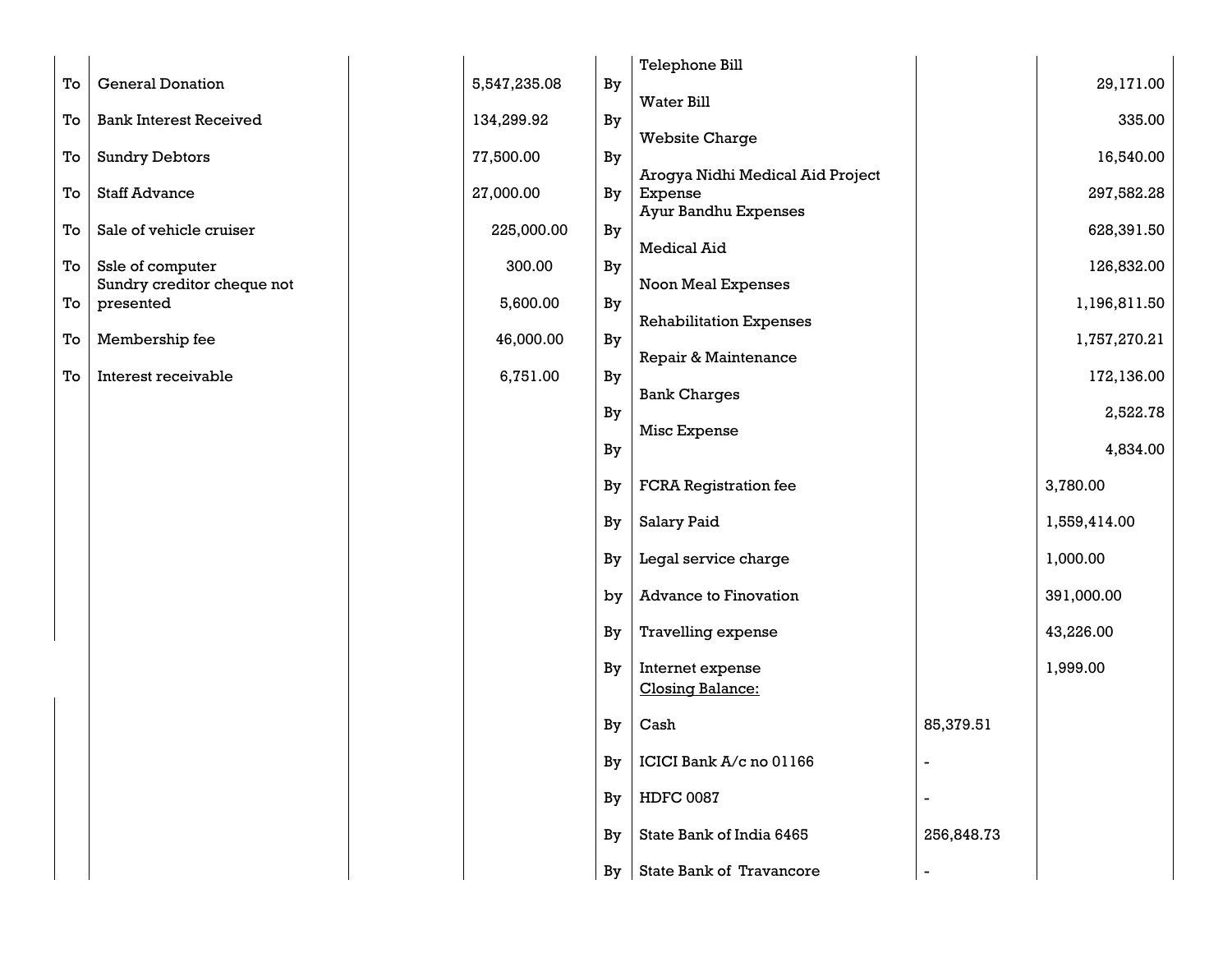| | | | | | | | |
|---|---|---|---|---|---|---|---|
| To | General Donation | | 5,547,235.08 | By | Telephone Bill | | 29,171.00 |
| To | Bank Interest Received | | 134,299.92 | By | Water Bill | | 335.00 |
| To | Sundry Debtors | | 77,500.00 | By | Website Charge | | 16,540.00 |
| To | Staff Advance | | 27,000.00 | By | Arogya Nidhi Medical Aid Project Expense | | 297,582.28 |
| To | Sale of vehicle cruiser | | 225,000.00 | By | Ayur Bandhu Expenses | | 628,391.50 |
| To | Ssle of computer | | 300.00 | By | Medical Aid | | 126,832.00 |
| To | Sundry creditor cheque not presented | | 5,600.00 | By | Noon Meal Expenses | | 1,196,811.50 |
| To | Membership fee | | 46,000.00 | By | Rehabilitation Expenses | | 1,757,270.21 |
| To | Interest receivable | | 6,751.00 | By | Repair & Maintenance | | 172,136.00 |
| | | | | By | Bank Charges | | 2,522.78 |
| | | | | By | Misc Expense | | 4,834.00 |
| | | | | By | FCRA Registration fee | | 3,780.00 |
| | | | | By | Salary Paid | | 1,559,414.00 |
| | | | | By | Legal service charge | | 1,000.00 |
| | | | | by | Advance to Finovation | | 391,000.00 |
| | | | | By | Travelling expense | | 43,226.00 |
| | | | | By | Internet expense | | 1,999.00 |
| | | | | | Closing Balance: | | |
| | | | | By | Cash | 85,379.51 | |
| | | | | By | ICICI Bank A/c no 01166 | - | |
| | | | | By | HDFC 0087 | - | |
| | | | | By | State Bank of India 6465 | 256,848.73 | |
| | | | | By | State Bank of Travancore | - | |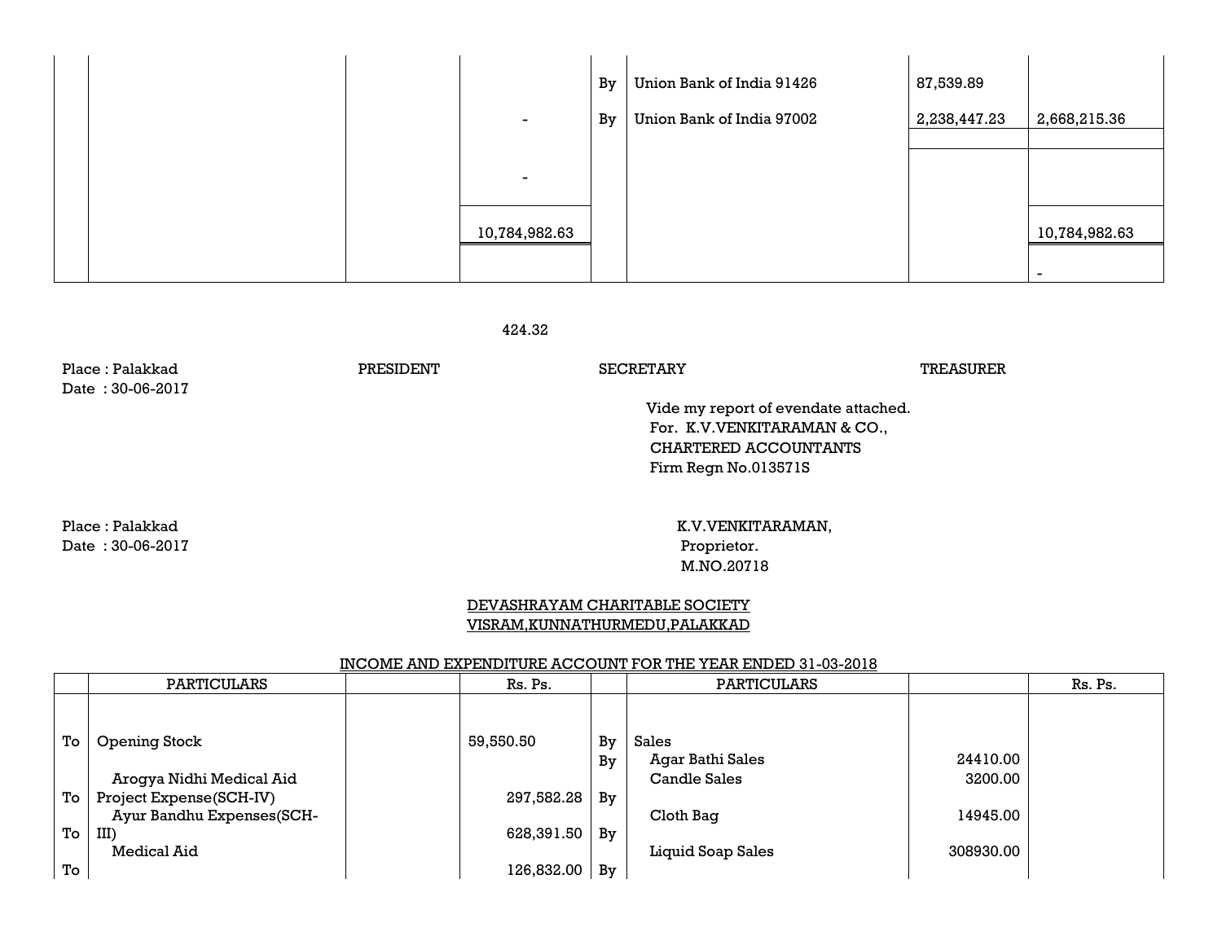| | | | | | | | |
|---|---|---|---|---|---|---|---|
| | | | | By | Union Bank of India 91426 | 87,539.89 | |
| | | | - | By | Union Bank of India 97002 | 2,238,447.23 | 2,668,215.36 |
| | | | - | | | | |
| | | | 10,784,982.63 | | | | 10,784,982.63 |
| | | | | | | | - |

424.32

Place : Palakkad
Date : 30-06-2017

PRESIDENT SECRETARY TREASURER

Vide my report of evendate attached.
For. K.V.VENKITARAMAN & CO.,
CHARTERED ACCOUNTANTS
Firm Regn No.013571S

Place : Palakkad
Date : 30-06-2017

K.V.VENKITARAMAN,
Proprietor.
M.NO.20718

## DEVASHRAYAM CHARITABLE SOCIETY
## VISRAM,KUNNATHURMEDU,PALAKKAD

### INCOME AND EXPENDITURE ACCOUNT FOR THE YEAR ENDED 31-03-2018

| | PARTICULARS | | Rs. Ps. | | PARTICULARS | | Rs. Ps. |
|---|---|---|---|---|---|---|---|
| To | Opening Stock | | 59,550.50 | By | Sales | | |
| | | | | By | Agar Bathi Sales | 24410.00 | |
| To | Arogya Nidhi Medical Aid Project Expense(SCH-IV) | | 297,582.28 | | Candle Sales | 3200.00 | |
| To | Ayur Bandhu Expenses(SCH-III) | | 628,391.50 | By | Cloth Bag | 14945.00 | |
| To | Medical Aid | | 126,832.00 | By | Liquid Soap Sales | 308930.00 | |
| | | | | By | | | |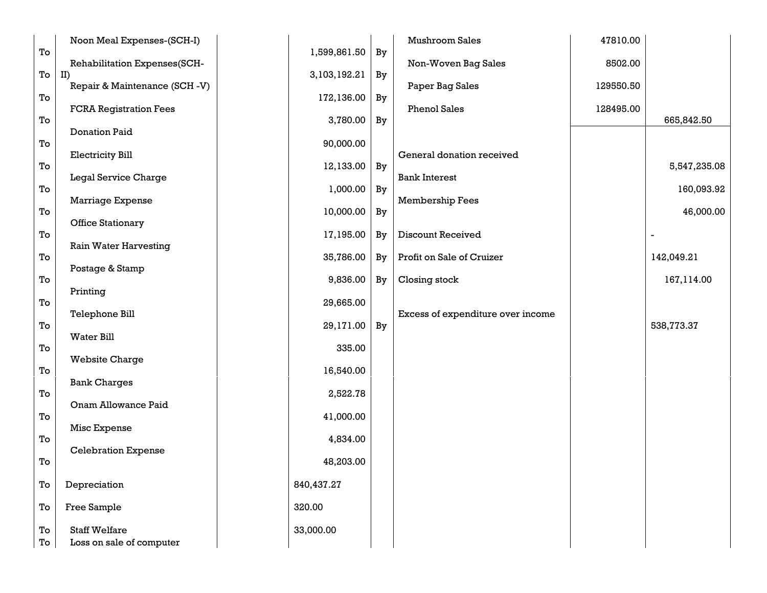| | | | | | | | |
|---|---|---|---|---|---|---|---|
| To | Noon Meal Expenses-(SCH-I) | | 1,599,861.50 | By | Mushroom Sales | 47810.00 | |
| To | Rehabilitation Expenses(SCH-II) | | 3,103,192.21 | By | Non-Woven Bag Sales | 8502.00 | |
| To | Repair & Maintenance (SCH -V) | | 172,136.00 | By | Paper Bag Sales | 129550.50 | |
| To | FCRA Registration Fees | | 3,780.00 | By | Phenol Sales | 128495.00 | 665,842.50 |
| To | Donation Paid | | 90,000.00 | | | | |
| To | Electricity Bill | | 12,133.00 | By | General donation received | | 5,547,235.08 |
| To | Legal Service Charge | | 1,000.00 | By | Bank Interest | | 160,093.92 |
| To | Marriage Expense | | 10,000.00 | By | Membership Fees | | 46,000.00 |
| To | Office Stationary | | 17,195.00 | By | Discount Received | | - |
| To | Rain Water Harvesting | | 35,786.00 | By | Profit on Sale of Cruizer | | 142,049.21 |
| To | Postage & Stamp | | 9,836.00 | By | Closing stock | | 167,114.00 |
| To | Printing | | 29,665.00 | | | | |
| To | Telephone Bill | | 29,171.00 | By | Excess of expenditure over income | | 538,773.37 |
| To | Water Bill | | 335.00 | | | | |
| To | Website Charge | | 16,540.00 | | | | |
| To | Bank Charges | | 2,522.78 | | | | |
| To | Onam Allowance Paid | | 41,000.00 | | | | |
| To | Misc Expense | | 4,834.00 | | | | |
| To | Celebration Expense | | 48,203.00 | | | | |
| To | Depreciation | 840,437.27 | | | | | |
| To | Free Sample | 320.00 | | | | | |
| To | Staff Welfare | 33,000.00 | | | | | |
| To | Loss on sale of computer | | | | | | |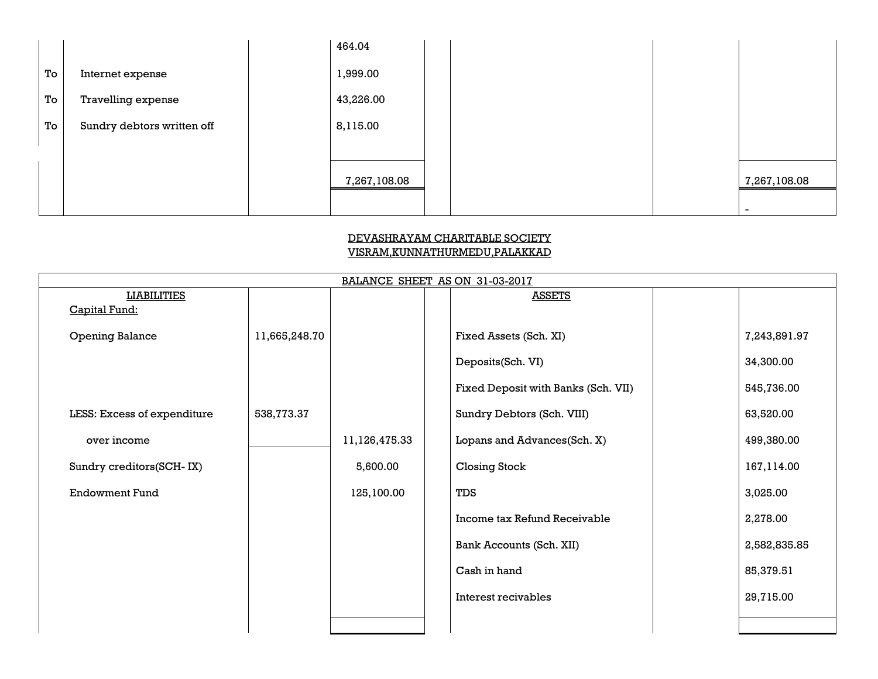|  |  |  | 464.04 |  |  |  |
|---|---|---|---|---|---|---|
| To | Internet expense |  | 1,999.00 |  |  |  |
| To | Travelling expense |  | 43,226.00 |  |  |  |
| To | Sundry debtors written off |  | 8,115.00 |  |  |  |
|  |  |  | 7,267,108.08 |  |  | 7,267,108.08 |
|  |  |  |  |  |  | - |

## DEVASHRAYAM CHARITABLE SOCIETY
## VISRAM,KUNNATHURMEDU,PALAKKAD

**BALANCE SHEET AS ON 31-03-2017**

| LIABILITIES |  |  | ASSETS |  |  |
|---|---|---|---|---|---|
| Capital Fund: |  |  |  |  |  |
| Opening Balance | 11,665,248.70 |  | Fixed Assets (Sch. XI) |  | 7,243,891.97 |
|  |  |  | Deposits(Sch. VI) |  | 34,300.00 |
|  |  |  | Fixed Deposit with Banks (Sch. VII) |  | 545,736.00 |
| LESS: Excess of expenditure | 538,773.37 |  | Sundry Debtors (Sch. VIII) |  | 63,520.00 |
| over income |  | 11,126,475.33 | Lopans and Advances(Sch. X) |  | 499,380.00 |
| Sundry creditors(SCH- IX) |  | 5,600.00 | Closing Stock |  | 167,114.00 |
| Endowment Fund |  | 125,100.00 | TDS |  | 3,025.00 |
|  |  |  | Income tax Refund Receivable |  | 2,278.00 |
|  |  |  | Bank Accounts (Sch. XII) |  | 2,582,835.85 |
|  |  |  | Cash in hand |  | 85,379.51 |
|  |  |  | Interest recivables |  | 29,715.00 |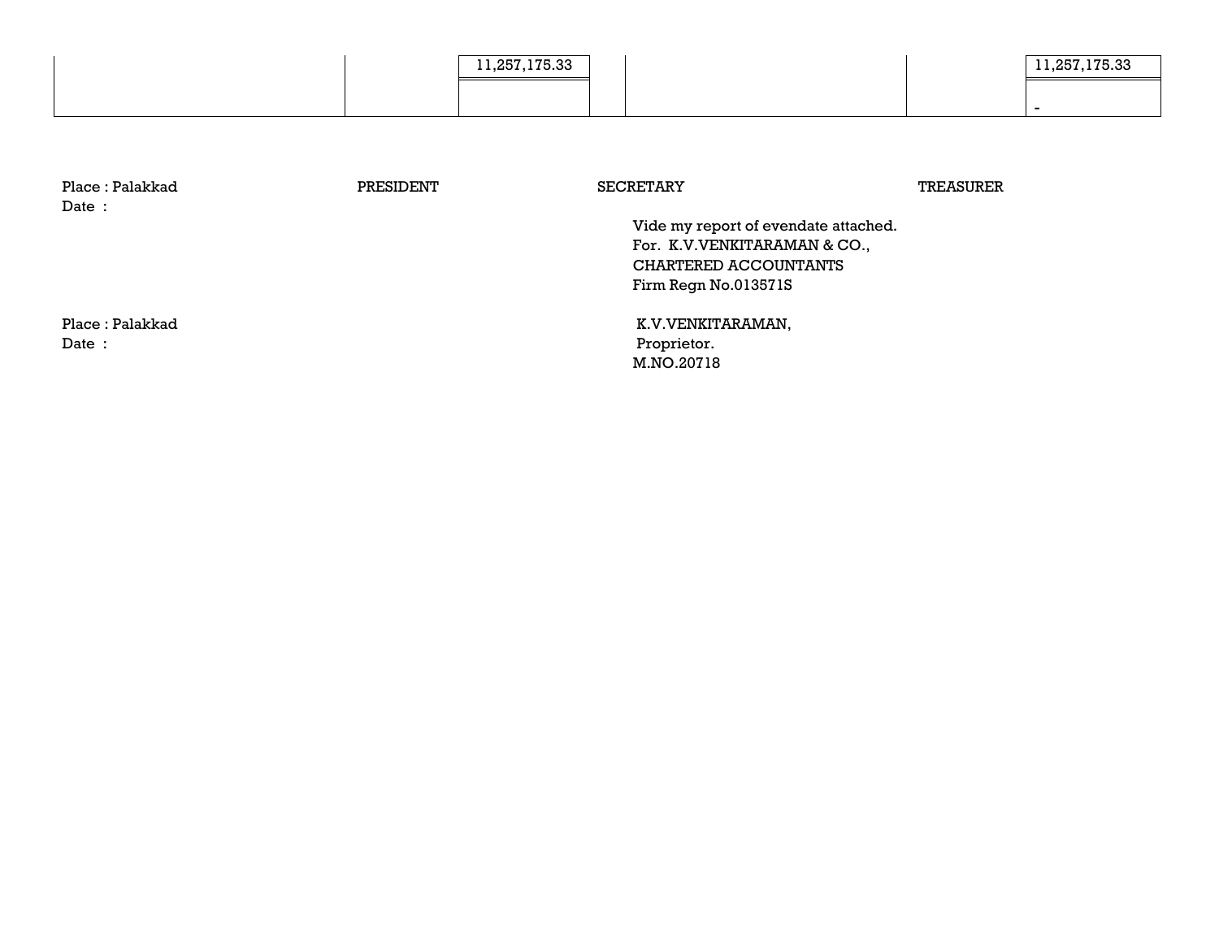| | | | | | | |
|---|---|---|---|---|---|---|
| | | 11,257,175.33 | | | | 11,257,175.33 |
| | | | | | | - |

Place : Palakkad PRESIDENT SECRETARY TREASURER
Date :

Vide my report of evendate attached.
For. K.V.VENKITARAMAN & CO.,
CHARTERED ACCOUNTANTS
Firm Regn No.013571S

Place : Palakkad
Date :

K.V.VENKITARAMAN,
Proprietor.
M.NO.20718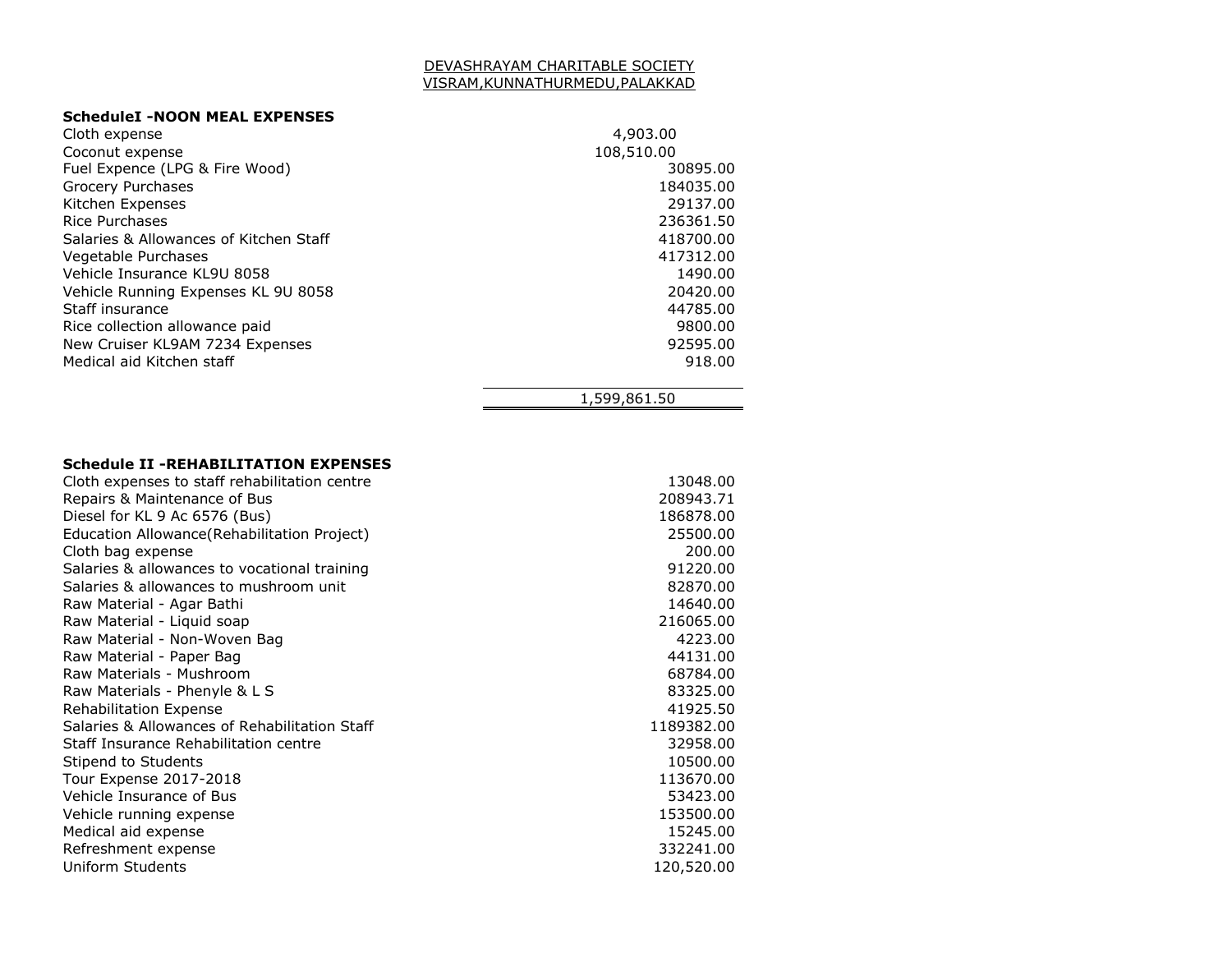DEVASHRAYAM CHARITABLE SOCIETY
VISRAM,KUNNATHURMEDU,PALAKKAD

**ScheduleI -NOON MEAL EXPENSES**

| | |
|---|---|
| Cloth expense | 4,903.00 |
| Coconut expense | 108,510.00 |
| Fuel Expence (LPG & Fire Wood) | 30895.00 |
| Grocery Purchases | 184035.00 |
| Kitchen Expenses | 29137.00 |
| Rice Purchases | 236361.50 |
| Salaries & Allowances of Kitchen Staff | 418700.00 |
| Vegetable Purchases | 417312.00 |
| Vehicle Insurance KL9U 8058 | 1490.00 |
| Vehicle Running Expenses KL 9U 8058 | 20420.00 |
| Staff insurance | 44785.00 |
| Rice collection allowance paid | 9800.00 |
| New Cruiser KL9AM 7234 Expenses | 92595.00 |
| Medical aid Kitchen staff | 918.00 |
| | 1,599,861.50 |

**Schedule II -REHABILITATION EXPENSES**

| | |
|---|---|
| Cloth expenses to staff rehabilitation centre | 13048.00 |
| Repairs & Maintenance of Bus | 208943.71 |
| Diesel for KL 9 Ac 6576 (Bus) | 186878.00 |
| Education Allowance(Rehabilitation Project) | 25500.00 |
| Cloth bag expense | 200.00 |
| Salaries & allowances to vocational training | 91220.00 |
| Salaries & allowances to mushroom unit | 82870.00 |
| Raw Material - Agar Bathi | 14640.00 |
| Raw Material - Liquid soap | 216065.00 |
| Raw Material - Non-Woven Bag | 4223.00 |
| Raw Material - Paper Bag | 44131.00 |
| Raw Materials - Mushroom | 68784.00 |
| Raw Materials - Phenyle & L S | 83325.00 |
| Rehabilitation Expense | 41925.50 |
| Salaries & Allowances of Rehabilitation Staff | 1189382.00 |
| Staff Insurance Rehabilitation centre | 32958.00 |
| Stipend to Students | 10500.00 |
| Tour Expense 2017-2018 | 113670.00 |
| Vehicle Insurance of Bus | 53423.00 |
| Vehicle running expense | 153500.00 |
| Medical aid expense | 15245.00 |
| Refreshment expense | 332241.00 |
| Uniform Students | 120,520.00 |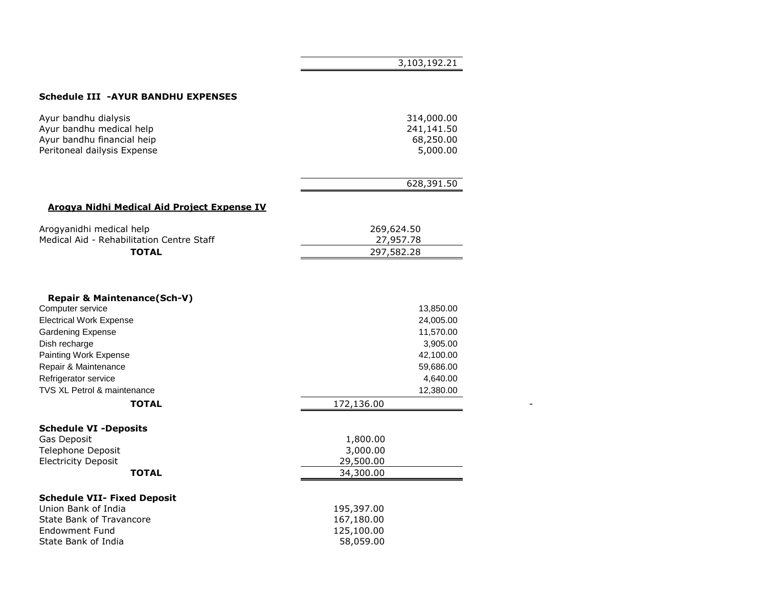| | | |
|---|---|---|
| | | 3,103,192.21 |

**Schedule III -AYUR BANDHU EXPENSES**

| | | |
|---|---|---|
| Ayur bandhu dialysis | | 314,000.00 |
| Ayur bandhu medical help | | 241,141.50 |
| Ayur bandhu financial heip | | 68,250.00 |
| Peritoneal dailysis Expense | | 5,000.00 |
| | | 628,391.50 |

**Arogya Nidhi Medical Aid Project Expense IV**

| | | |
|---|---|---|
| Arogyanidhi medical help | 269,624.50 | |
| Medical Aid - Rehabilitation Centre Staff | 27,957.78 | |
| **TOTAL** | 297,582.28 | |

**Repair & Maintenance(Sch-V)**

| | | | |
|---|---|---|---|
| Computer service | | 13,850.00 | |
| Electrical Work Expense | | 24,005.00 | |
| Gardening Expense | | 11,570.00 | |
| Dish recharge | | 3,905.00 | |
| Painting Work Expense | | 42,100.00 | |
| Repair & Maintenance | | 59,686.00 | |
| Refrigerator service | | 4,640.00 | |
| TVS XL Petrol & maintenance | | 12,380.00 | |
| **TOTAL** | 172,136.00 | | - |

**Schedule VI -Deposits**

| | |
|---|---|
| Gas Deposit | 1,800.00 |
| Telephone Deposit | 3,000.00 |
| Electricity Deposit | 29,500.00 |
| **TOTAL** | 34,300.00 |

**Schedule VII- Fixed Deposit**

| | |
|---|---|
| Union Bank of India | 195,397.00 |
| State Bank of Travancore | 167,180.00 |
| Endowment Fund | 125,100.00 |
| State Bank of India | 58,059.00 |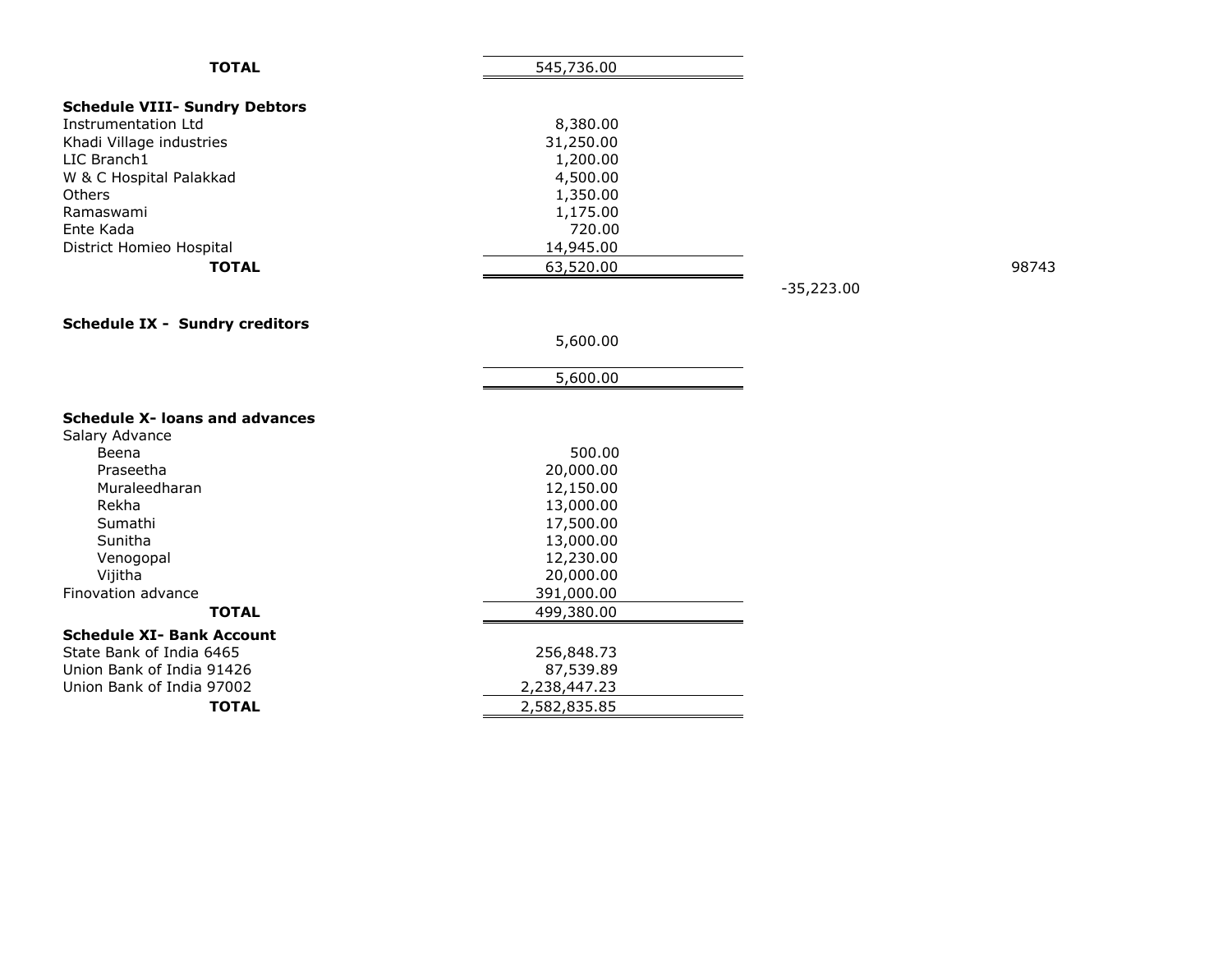| **TOTAL** | 545,736.00 | | |
|---|---|---|---|

**Schedule VIII- Sundry Debtors**

| | | | |
|---|---|---|---|
| Instrumentation Ltd | 8,380.00 | | |
| Khadi Village industries | 31,250.00 | | |
| LIC Branch1 | 1,200.00 | | |
| W & C Hospital Palakkad | 4,500.00 | | |
| Others | 1,350.00 | | |
| Ramaswami | 1,175.00 | | |
| Ente Kada | 720.00 | | |
| District Homieo Hospital | 14,945.00 | | |
| **TOTAL** | 63,520.00 | | 98743 |
| | | -35,223.00 | |

**Schedule IX - Sundry creditors**

| | |
|---|---|
| | 5,600.00 |
| | 5,600.00 |

**Schedule X- loans and advances**

| | |
|---|---|
| Salary Advance | |
| Beena | 500.00 |
| Praseetha | 20,000.00 |
| Muraleedharan | 12,150.00 |
| Rekha | 13,000.00 |
| Sumathi | 17,500.00 |
| Sunitha | 13,000.00 |
| Venogopal | 12,230.00 |
| Vijitha | 20,000.00 |
| Finovation advance | 391,000.00 |
| **TOTAL** | 499,380.00 |

**Schedule XI- Bank Account**

| | |
|---|---|
| State Bank of India 6465 | 256,848.73 |
| Union Bank of India 91426 | 87,539.89 |
| Union Bank of India 97002 | 2,238,447.23 |
| **TOTAL** | 2,582,835.85 |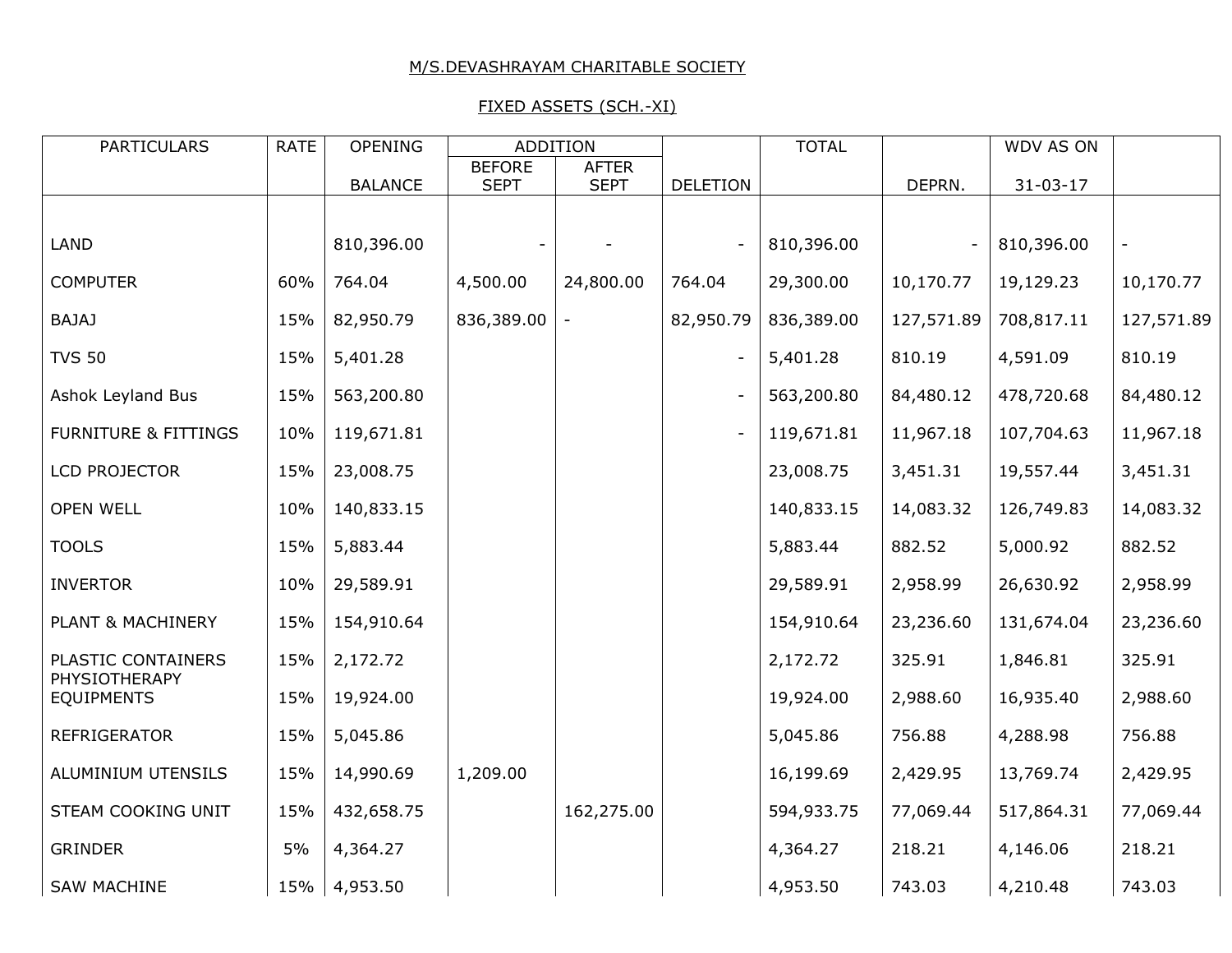M/S.DEVASHRAYAM CHARITABLE SOCIETY

FIXED ASSETS (SCH.-XI)

| PARTICULARS | RATE | OPENING BALANCE | ADDITION | | DELETION | TOTAL | DEPRN. | WDV AS ON 31-03-17 | |
|---|---|---|---|---|---|---|---|---|---|
| | | | BEFORE SEPT | AFTER SEPT | | | | | |
| LAND | | 810,396.00 | - | - | - | 810,396.00 | - | 810,396.00 | - |
| COMPUTER | 60% | 764.04 | 4,500.00 | 24,800.00 | 764.04 | 29,300.00 | 10,170.77 | 19,129.23 | 10,170.77 |
| BAJAJ | 15% | 82,950.79 | 836,389.00 | - | 82,950.79 | 836,389.00 | 127,571.89 | 708,817.11 | 127,571.89 |
| TVS 50 | 15% | 5,401.28 | | | - | 5,401.28 | 810.19 | 4,591.09 | 810.19 |
| Ashok Leyland Bus | 15% | 563,200.80 | | | - | 563,200.80 | 84,480.12 | 478,720.68 | 84,480.12 |
| FURNITURE & FITTINGS | 10% | 119,671.81 | | | - | 119,671.81 | 11,967.18 | 107,704.63 | 11,967.18 |
| LCD PROJECTOR | 15% | 23,008.75 | | | | 23,008.75 | 3,451.31 | 19,557.44 | 3,451.31 |
| OPEN WELL | 10% | 140,833.15 | | | | 140,833.15 | 14,083.32 | 126,749.83 | 14,083.32 |
| TOOLS | 15% | 5,883.44 | | | | 5,883.44 | 882.52 | 5,000.92 | 882.52 |
| INVERTOR | 10% | 29,589.91 | | | | 29,589.91 | 2,958.99 | 26,630.92 | 2,958.99 |
| PLANT & MACHINERY | 15% | 154,910.64 | | | | 154,910.64 | 23,236.60 | 131,674.04 | 23,236.60 |
| PLASTIC CONTAINERS | 15% | 2,172.72 | | | | 2,172.72 | 325.91 | 1,846.81 | 325.91 |
| PHYSIOTHERAPY EQUIPMENTS | 15% | 19,924.00 | | | | 19,924.00 | 2,988.60 | 16,935.40 | 2,988.60 |
| REFRIGERATOR | 15% | 5,045.86 | | | | 5,045.86 | 756.88 | 4,288.98 | 756.88 |
| ALUMINIUM UTENSILS | 15% | 14,990.69 | 1,209.00 | | | 16,199.69 | 2,429.95 | 13,769.74 | 2,429.95 |
| STEAM COOKING UNIT | 15% | 432,658.75 | | 162,275.00 | | 594,933.75 | 77,069.44 | 517,864.31 | 77,069.44 |
| GRINDER | 5% | 4,364.27 | | | | 4,364.27 | 218.21 | 4,146.06 | 218.21 |
| SAW MACHINE | 15% | 4,953.50 | | | | 4,953.50 | 743.03 | 4,210.48 | 743.03 |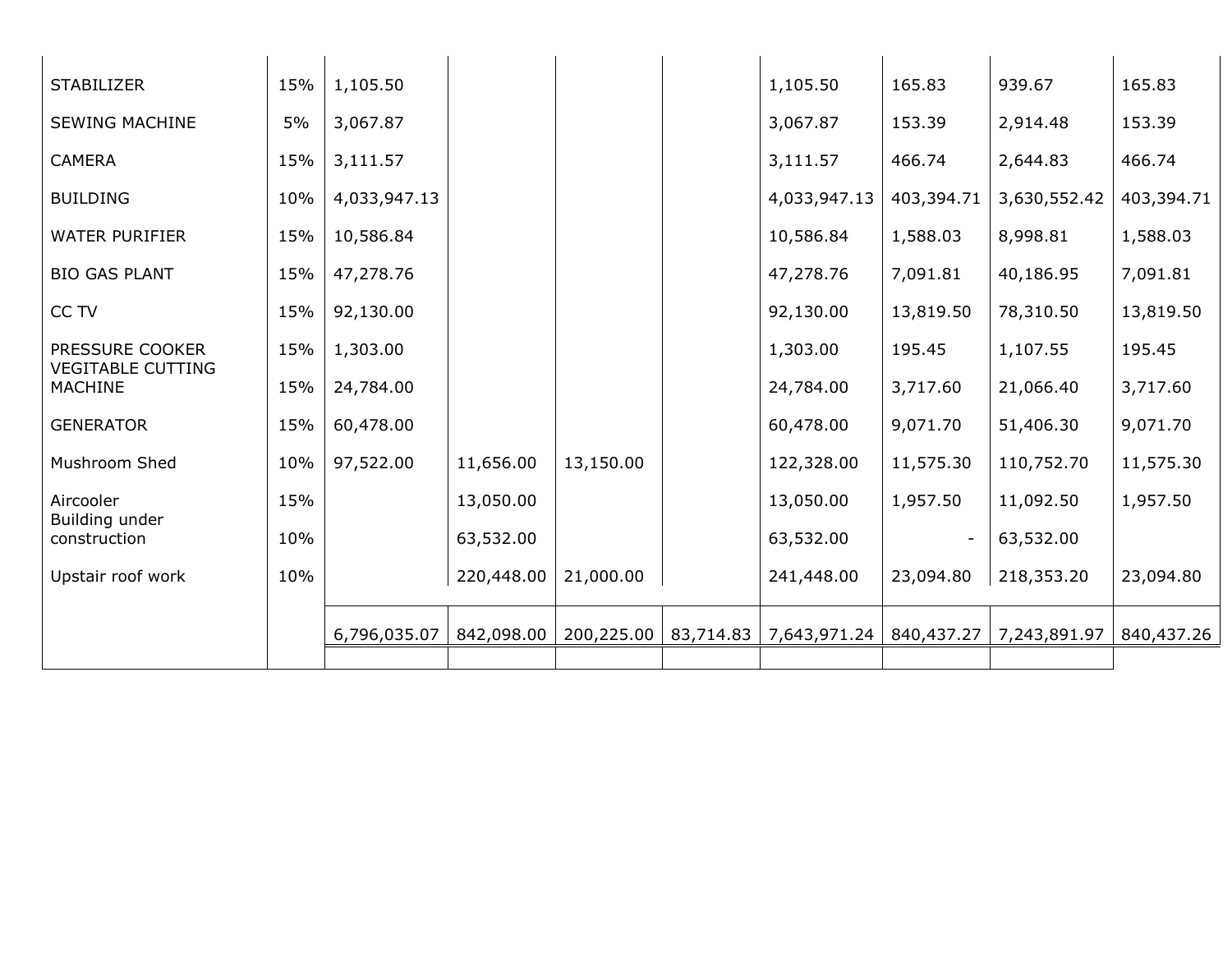| | | | | | | | | | |
|---|---|---|---|---|---|---|---|---|---|
| STABILIZER | 15% | 1,105.50 | | | | 1,105.50 | 165.83 | 939.67 | 165.83 |
| SEWING MACHINE | 5% | 3,067.87 | | | | 3,067.87 | 153.39 | 2,914.48 | 153.39 |
| CAMERA | 15% | 3,111.57 | | | | 3,111.57 | 466.74 | 2,644.83 | 466.74 |
| BUILDING | 10% | 4,033,947.13 | | | | 4,033,947.13 | 403,394.71 | 3,630,552.42 | 403,394.71 |
| WATER PURIFIER | 15% | 10,586.84 | | | | 10,586.84 | 1,588.03 | 8,998.81 | 1,588.03 |
| BIO GAS PLANT | 15% | 47,278.76 | | | | 47,278.76 | 7,091.81 | 40,186.95 | 7,091.81 |
| CC TV | 15% | 92,130.00 | | | | 92,130.00 | 13,819.50 | 78,310.50 | 13,819.50 |
| PRESSURE COOKER | 15% | 1,303.00 | | | | 1,303.00 | 195.45 | 1,107.55 | 195.45 |
| VEGITABLE CUTTING MACHINE | 15% | 24,784.00 | | | | 24,784.00 | 3,717.60 | 21,066.40 | 3,717.60 |
| GENERATOR | 15% | 60,478.00 | | | | 60,478.00 | 9,071.70 | 51,406.30 | 9,071.70 |
| Mushroom Shed | 10% | 97,522.00 | 11,656.00 | 13,150.00 | | 122,328.00 | 11,575.30 | 110,752.70 | 11,575.30 |
| Aircooler | 15% | | 13,050.00 | | | 13,050.00 | 1,957.50 | 11,092.50 | 1,957.50 |
| Building under construction | 10% | | 63,532.00 | | | 63,532.00 | - | 63,532.00 | |
| Upstair roof work | 10% | | 220,448.00 | 21,000.00 | | 241,448.00 | 23,094.80 | 218,353.20 | 23,094.80 |
| | | 6,796,035.07 | 842,098.00 | 200,225.00 | 83,714.83 | 7,643,971.24 | 840,437.27 | 7,243,891.97 | 840,437.26 |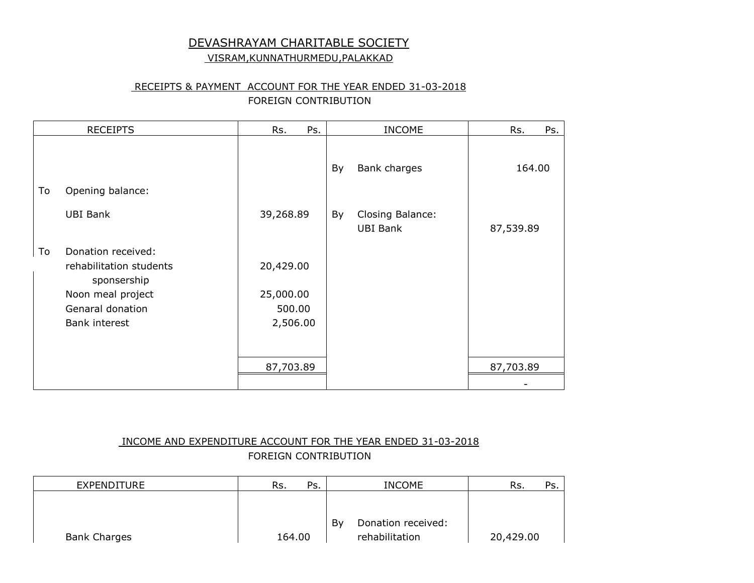# DEVASHRAYAM CHARITABLE SOCIETY

VISRAM,KUNNATHURMEDU,PALAKKAD

## RECEIPTS & PAYMENT ACCOUNT FOR THE YEAR ENDED 31-03-2018

FOREIGN CONTRIBUTION

| RECEIPTS | Rs. Ps. | INCOME | Rs. Ps. |
|---|---|---|---|
| | | By Bank charges | 164.00 |
| To Opening balance: | | | |
| UBI Bank | 39,268.89 | By Closing Balance: UBI Bank | 87,539.89 |
| To Donation received: | | | |
| rehabilitation students sponsership | 20,429.00 | | |
| Noon meal project | 25,000.00 | | |
| Genaral donation | 500.00 | | |
| Bank interest | 2,506.00 | | |
| | 87,703.89 | | 87,703.89 |
| | | | - |

## INCOME AND EXPENDITURE ACCOUNT FOR THE YEAR ENDED 31-03-2018

FOREIGN CONTRIBUTION

| EXPENDITURE | Rs. Ps. | INCOME | Rs. Ps. |
|---|---|---|---|
| | | By Donation received: | |
| Bank Charges | 164.00 | rehabilitation | 20,429.00 |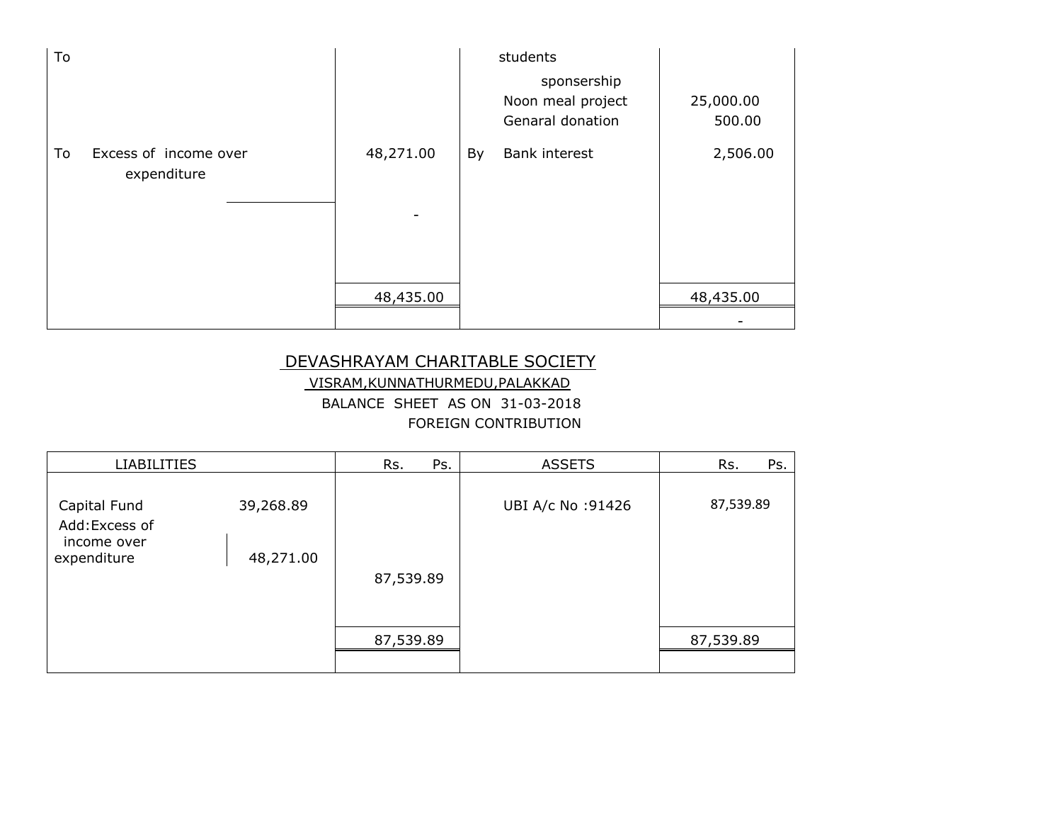| | | | | |
|---|---|---|---|---|
| To | | | students<br>sponsership<br>Noon meal project<br>Genaral donation | <br><br>25,000.00<br>500.00 |
| To | Excess of income over expenditure | 48,271.00 | By Bank interest | 2,506.00 |
| | | - | | |
| | | 48,435.00 | | 48,435.00 |
| | | | | - |

## DEVASHRAYAM CHARITABLE SOCIETY

VISRAM,KUNNATHURMEDU,PALAKKAD

BALANCE SHEET AS ON 31-03-2018

FOREIGN CONTRIBUTION

| LIABILITIES | | Rs. Ps. | ASSETS | Rs. Ps. |
|---|---|---|---|---|
| Capital Fund | 39,268.89 | | UBI A/c No :91426 | 87,539.89 |
| Add:Excess of income over expenditure | 48,271.00 | 87,539.89 | | |
| | | 87,539.89 | | 87,539.89 |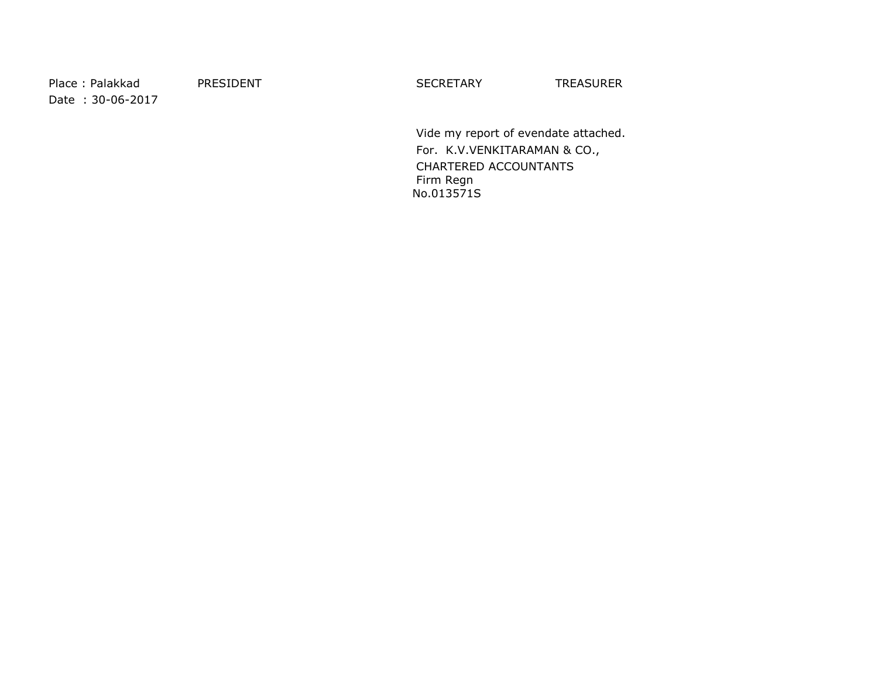Place : Palakkad PRESIDENT SECRETARY TREASURER
Date : 30-06-2017

Vide my report of evendate attached.
For. K.V.VENKITARAMAN & CO.,
CHARTERED ACCOUNTANTS
Firm Regn
No.013571S